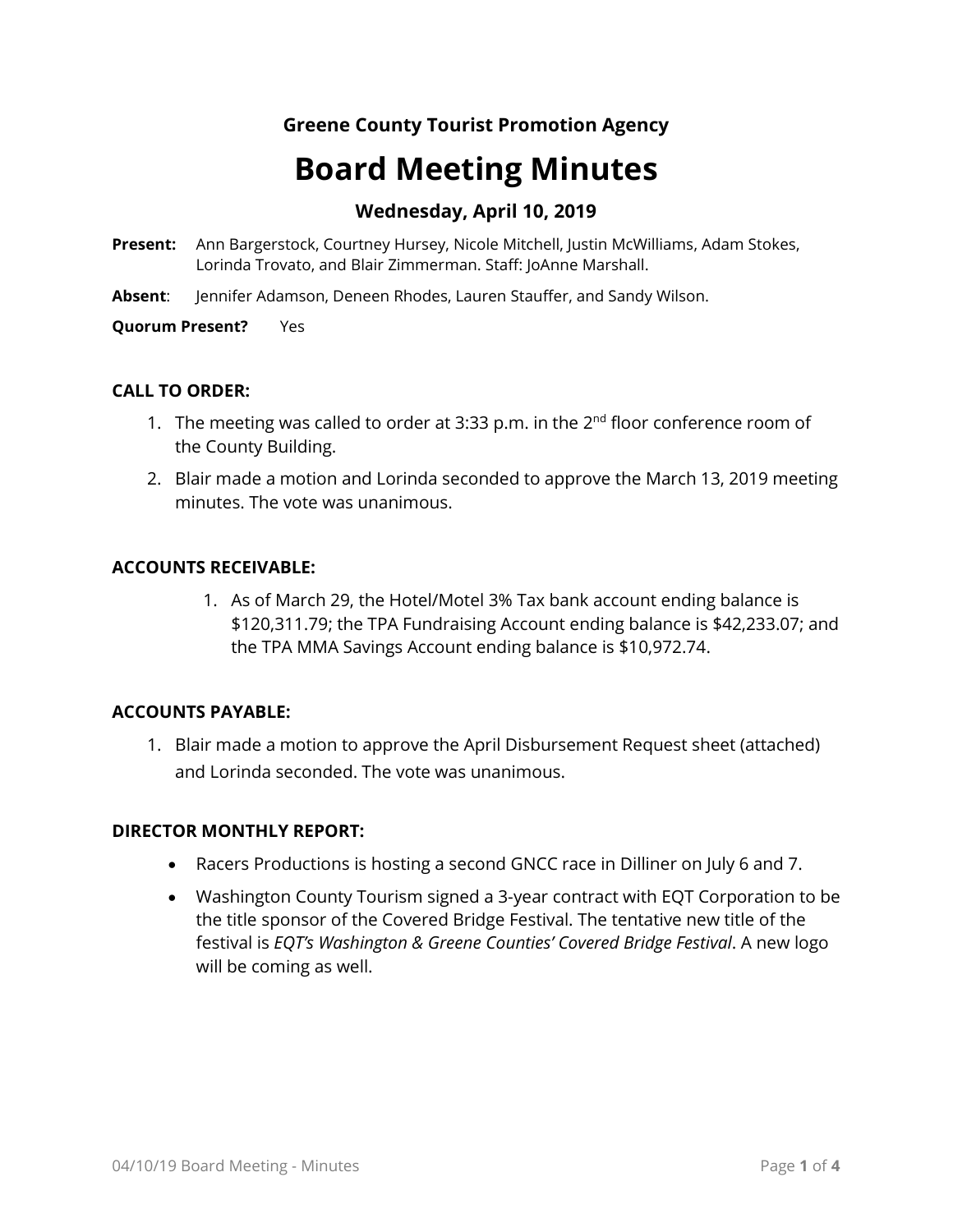**Greene County Tourist Promotion Agency**

# Board Meeting Minutes

### Wednesday, April 10, 2019

**Present:** Ann Bargerstock, Courtney Hursey, Nicole Mitchell, Justin McWilliams, Adam Stokes, Lorinda Trovato, and Blair Zimmerman. Staff: JoAnne Marshall.

**Absent**: Jennifer Adamson, Deneen Rhodes, Lauren Stauffer, and Sandy Wilson.

**Quorum Present?** Yes

**CALL TO ORDER:**

1. The meeting was called to order at 3:33 p.m. in the 2nd floor conference room of the County Building.
2. Blair made a motion and Lorinda seconded to approve the March 13, 2019 meeting minutes. The vote was unanimous.

**ACCOUNTS RECEIVABLE:**

1. As of March 29, the Hotel/Motel 3% Tax bank account ending balance is $120,311.79; the TPA Fundraising Account ending balance is $42,233.07; and the TPA MMA Savings Account ending balance is $10,972.74.

**ACCOUNTS PAYABLE:**

1. Blair made a motion to approve the April Disbursement Request sheet (attached) and Lorinda seconded. The vote was unanimous.

**DIRECTOR MONTHLY REPORT:**

- Racers Productions is hosting a second GNCC race in Dilliner on July 6 and 7.
- Washington County Tourism signed a 3-year contract with EQT Corporation to be the title sponsor of the Covered Bridge Festival. The tentative new title of the festival is *EQT's Washington & Greene Counties' Covered Bridge Festival*. A new logo will be coming as well.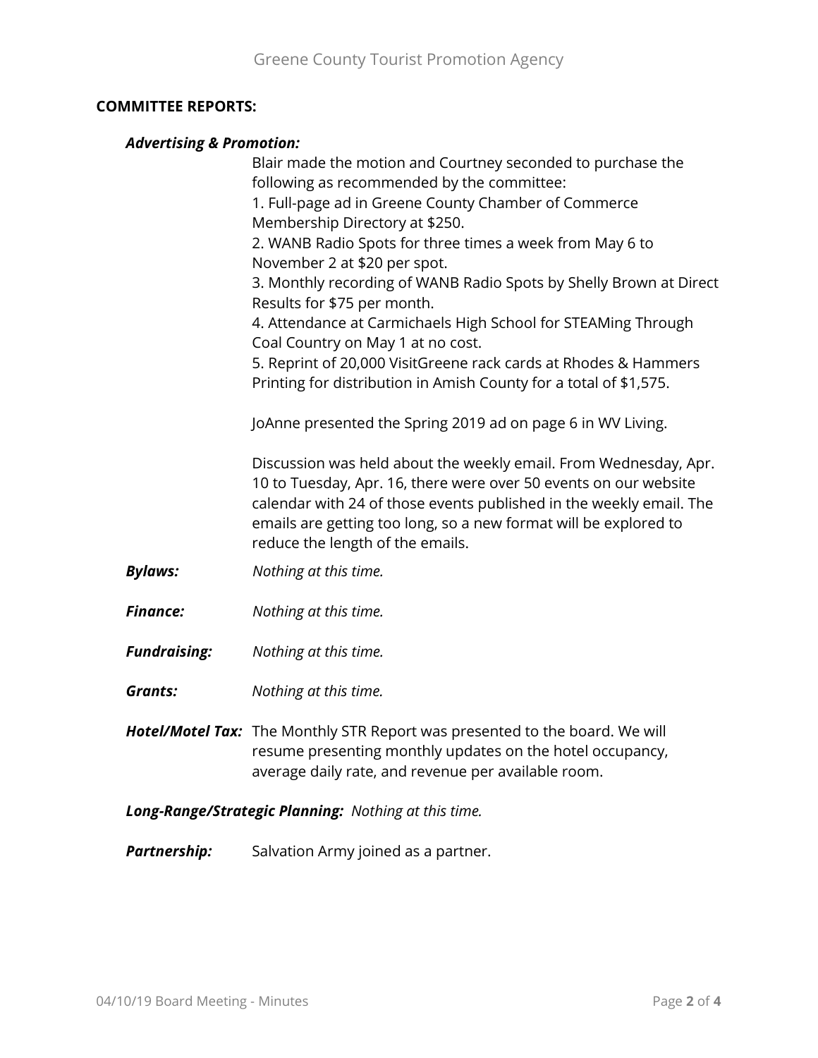**COMMITTEE REPORTS:**

***Advertising & Promotion:***

Blair made the motion and Courtney seconded to purchase the following as recommended by the committee:

1. Full-page ad in Greene County Chamber of Commerce Membership Directory at $250.
2. WANB Radio Spots for three times a week from May 6 to November 2 at $20 per spot.
3. Monthly recording of WANB Radio Spots by Shelly Brown at Direct Results for $75 per month.
4. Attendance at Carmichaels High School for STEAMing Through Coal Country on May 1 at no cost.
5. Reprint of 20,000 VisitGreene rack cards at Rhodes & Hammers Printing for distribution in Amish County for a total of $1,575.

JoAnne presented the Spring 2019 ad on page 6 in WV Living.

Discussion was held about the weekly email. From Wednesday, Apr. 10 to Tuesday, Apr. 16, there were over 50 events on our website calendar with 24 of those events published in the weekly email. The emails are getting too long, so a new format will be explored to reduce the length of the emails.

***Bylaws:*** *Nothing at this time.*

***Finance:*** *Nothing at this time.*

***Fundraising:*** *Nothing at this time.*

***Grants:*** *Nothing at this time.*

***Hotel/Motel Tax:*** The Monthly STR Report was presented to the board. We will resume presenting monthly updates on the hotel occupancy, average daily rate, and revenue per available room.

***Long-Range/Strategic Planning:*** *Nothing at this time.*

***Partnership:*** Salvation Army joined as a partner.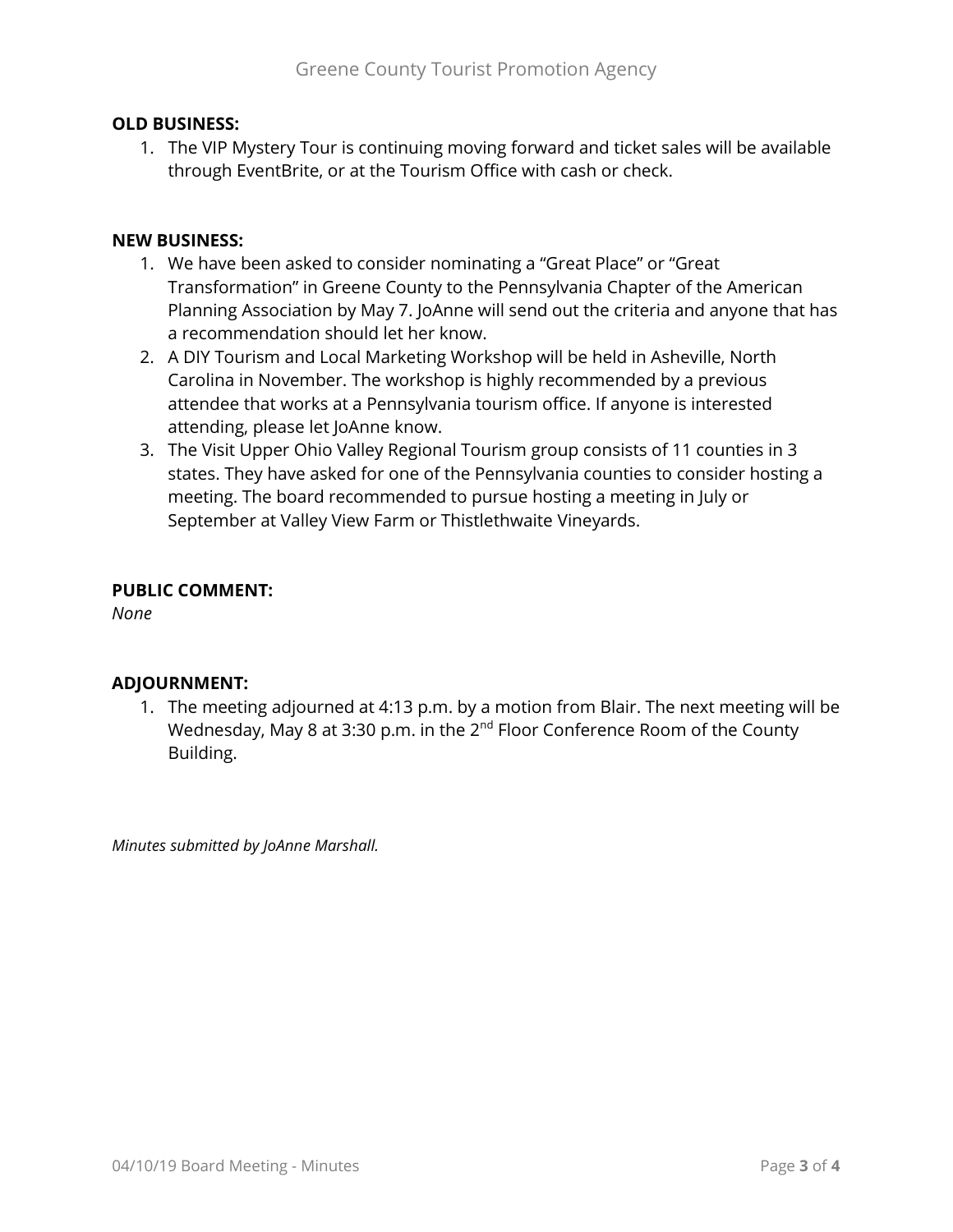**OLD BUSINESS:**

1. The VIP Mystery Tour is continuing moving forward and ticket sales will be available through EventBrite, or at the Tourism Office with cash or check.

**NEW BUSINESS:**

1. We have been asked to consider nominating a "Great Place" or "Great Transformation" in Greene County to the Pennsylvania Chapter of the American Planning Association by May 7. JoAnne will send out the criteria and anyone that has a recommendation should let her know.
2. A DIY Tourism and Local Marketing Workshop will be held in Asheville, North Carolina in November. The workshop is highly recommended by a previous attendee that works at a Pennsylvania tourism office. If anyone is interested attending, please let JoAnne know.
3. The Visit Upper Ohio Valley Regional Tourism group consists of 11 counties in 3 states. They have asked for one of the Pennsylvania counties to consider hosting a meeting. The board recommended to pursue hosting a meeting in July or September at Valley View Farm or Thistlethwaite Vineyards.

**PUBLIC COMMENT:**

*None*

**ADJOURNMENT:**

1. The meeting adjourned at 4:13 p.m. by a motion from Blair. The next meeting will be Wednesday, May 8 at 3:30 p.m. in the 2nd Floor Conference Room of the County Building.

*Minutes submitted by JoAnne Marshall.*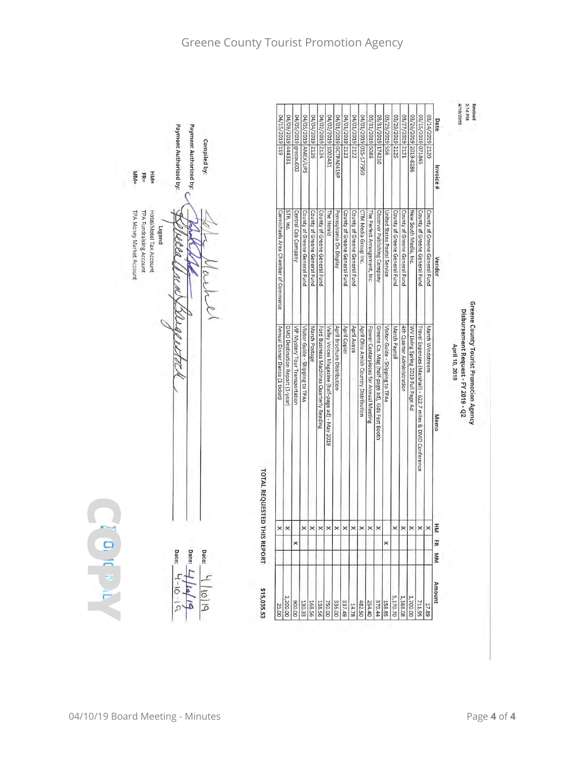Revised
2:14 PM
4/10/2019

# Greene County Tourist Promotion Agency
## Disbursement Request - FY 2019 - Q2
### April 10, 2019

| Date | Invoice # | Vendor | Memo | HM | FR | MM | Amount |
|---|---|---|---|---|---|---|---|
| 03/14/2019 | 2120 | County of Greene General Fund | March Windstream | x | | | 17.89 |
| 03/15/2019 | 071845 | County of Greene General Fund | Travel Expenses (Marshall) - 622.7 miles & DMO Conference | x | | | 711.95 |
| 03/26/2019 | 2019-8286 | New South Media, Inc. | WV Living Spring 2019 Full Page Ad | x | | | 1,700.00 |
| 03/27/2019 | 2121 | County of Greene General Fund | 4th Quarter Administration | x | | | 1,168.08 |
| 03/29/2019 | 2125 | County of Greene General Fund | March Payroll | x | | | 5,170.70 |
| 03/29/2019 | 556 | United States Postal Service | Visitor Guide - Shipping to TPAs | | x | | 158.85 |
| 03/31/2019 | 174210 | Observer Publishing Company | Greene Co. Mag (half-page ad), Kids Fest Booth | x | | | 370.44 |
| 03/31/2019 | 5086 | The Perfect Arrangement, Inc. | Flower Centerpieces for Annual Meeting | x | | | 254.40 |
| 04/01/2019 | 015-177950 | CTM Media Group Inc. | April Ohio Amish Country Distribution | x | | | 482.50 |
| 04/01/2019 | 2122 | County of Greene General Fund | April Avaya | x | | | 14.78 |
| 04/01/2019 | 2123 | County of Greene General Fund | April Copier | x | | | 337.49 |
| 04/01/2019 | GCTPA0419P | Pennsylvania On Display | April Brochure Distribution | x | | | 336.00 |
| 04/02/2019 | 1002481 | The Herald | Valley Voices Magazine (half-page ad) - May 2019 | x | | | 750.00 |
| 04/02/2019 | 2124 | County of Greene General Fund | Ford Business Machines Quarterly Reading | x | | | 138.56 |
| 04/04/2019 | 2126 | County of Greene General Fund | March Postage | x | | | 168.56 |
| 04/05/2019 | AMEX/UPS | County of Greene General Fund | Visitor Guide - Shipping to TPAs | x | | | 130.33 |
| 04/05/2019 | greecou002 | Central Cab Company | VIP Mystery Tour Transportation | | x | | 900.00 |
| 04/09/2019 | 444331 | STR, Inc. | DMO Destination Report (1-year) | x | | | 2,200.00 |
| 04/15/2019 | 119 | Carmichaels Area Chamber of Commerce | Annual Dinner Dance (1 ticket) | x | | | 25.00 |
| | | | **TOTAL REQUESTED THIS REPORT** | | | | **$15,035.53** |

Compiled by: [signature] Date: 4/10/19

Payment Authorized by: [signature] Date: 4/10/19

Payment Authorized by: [signature] Date: 4-10-19

**Legend**

HM= Hotel/Motel Tax Account
FR= TPA Fundraising Account
MM= TPA Money Market Account

COPY